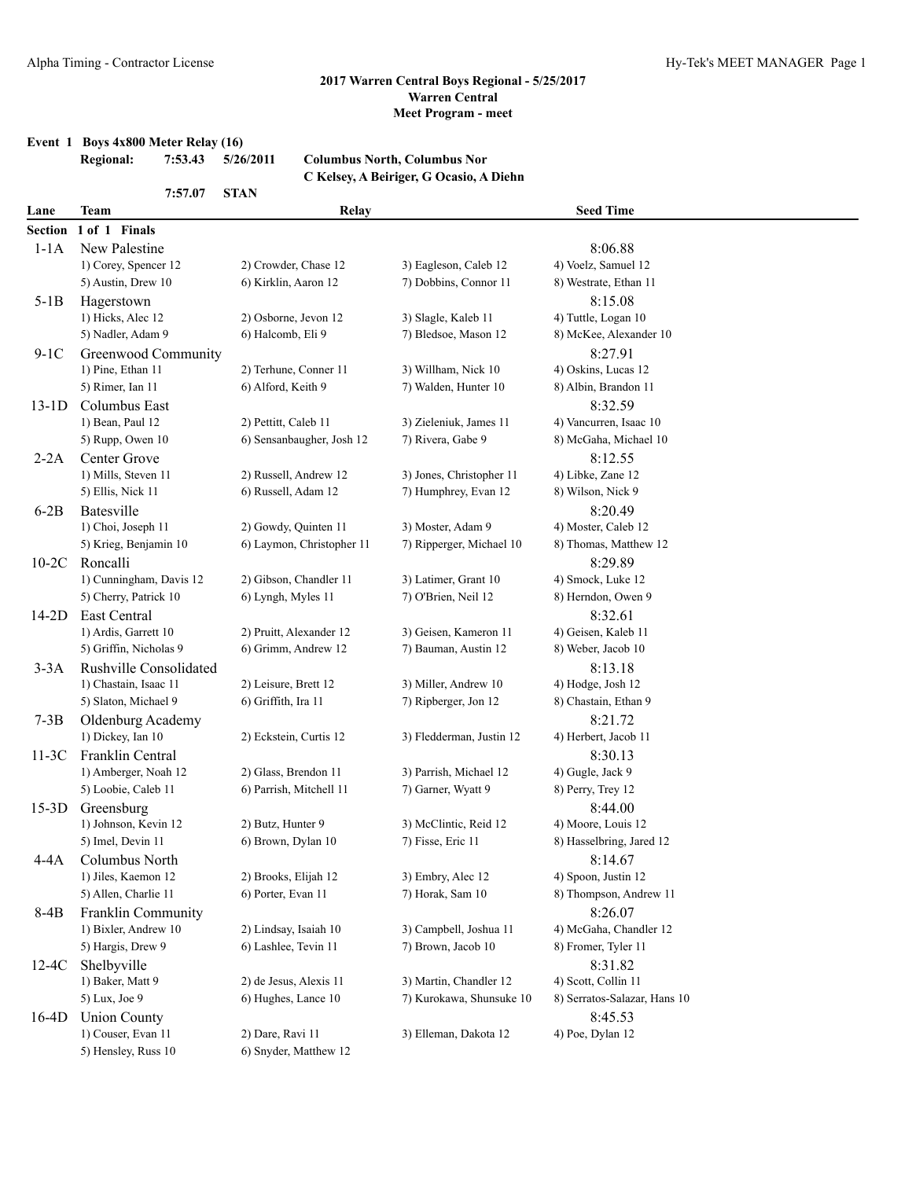## 2017 Warren Central Boys Regional - 5/25/2017
### Warren Central
### Meet Program - meet

**Event 1 Boys 4x800 Meter Relay (16)**

**Regional:** 7:53.43 5/26/2011 **Columbus North, Columbus Nor**
**C Kelsey, A Beiriger, G Ocasio, A Diehn**

7:57.07 STAN

| Lane | Team | Relay | | Seed Time |
|---|---|---|---|---|
| **Section 1 of 1 Finals** | | | | |
| 1-1A | New Palestine | | | 8:06.88 |
| | 1) Corey, Spencer 12 | 2) Crowder, Chase 12 | 3) Eagleson, Caleb 12 | 4) Voelz, Samuel 12 |
| | 5) Austin, Drew 10 | 6) Kirklin, Aaron 12 | 7) Dobbins, Connor 11 | 8) Westrate, Ethan 11 |
| 5-1B | Hagerstown | | | 8:15.08 |
| | 1) Hicks, Alec 12 | 2) Osborne, Jevon 12 | 3) Slagle, Kaleb 11 | 4) Tuttle, Logan 10 |
| | 5) Nadler, Adam 9 | 6) Halcomb, Eli 9 | 7) Bledsoe, Mason 12 | 8) McKee, Alexander 10 |
| 9-1C | Greenwood Community | | | 8:27.91 |
| | 1) Pine, Ethan 11 | 2) Terhune, Conner 11 | 3) Willham, Nick 10 | 4) Oskins, Lucas 12 |
| | 5) Rimer, Ian 11 | 6) Alford, Keith 9 | 7) Walden, Hunter 10 | 8) Albin, Brandon 11 |
| 13-1D | Columbus East | | | 8:32.59 |
| | 1) Bean, Paul 12 | 2) Pettitt, Caleb 11 | 3) Zieleniuk, James 11 | 4) Vancurren, Isaac 10 |
| | 5) Rupp, Owen 10 | 6) Sensanbaugher, Josh 12 | 7) Rivera, Gabe 9 | 8) McGaha, Michael 10 |
| 2-2A | Center Grove | | | 8:12.55 |
| | 1) Mills, Steven 11 | 2) Russell, Andrew 12 | 3) Jones, Christopher 11 | 4) Libke, Zane 12 |
| | 5) Ellis, Nick 11 | 6) Russell, Adam 12 | 7) Humphrey, Evan 12 | 8) Wilson, Nick 9 |
| 6-2B | Batesville | | | 8:20.49 |
| | 1) Choi, Joseph 11 | 2) Gowdy, Quinten 11 | 3) Moster, Adam 9 | 4) Moster, Caleb 12 |
| | 5) Krieg, Benjamin 10 | 6) Laymon, Christopher 11 | 7) Ripperger, Michael 10 | 8) Thomas, Matthew 12 |
| 10-2C | Roncalli | | | 8:29.89 |
| | 1) Cunningham, Davis 12 | 2) Gibson, Chandler 11 | 3) Latimer, Grant 10 | 4) Smock, Luke 12 |
| | 5) Cherry, Patrick 10 | 6) Lyngh, Myles 11 | 7) O'Brien, Neil 12 | 8) Herndon, Owen 9 |
| 14-2D | East Central | | | 8:32.61 |
| | 1) Ardis, Garrett 10 | 2) Pruitt, Alexander 12 | 3) Geisen, Kameron 11 | 4) Geisen, Kaleb 11 |
| | 5) Griffin, Nicholas 9 | 6) Grimm, Andrew 12 | 7) Bauman, Austin 12 | 8) Weber, Jacob 10 |
| 3-3A | Rushville Consolidated | | | 8:13.18 |
| | 1) Chastain, Isaac 11 | 2) Leisure, Brett 12 | 3) Miller, Andrew 10 | 4) Hodge, Josh 12 |
| | 5) Slaton, Michael 9 | 6) Griffith, Ira 11 | 7) Ripberger, Jon 12 | 8) Chastain, Ethan 9 |
| 7-3B | Oldenburg Academy | | | 8:21.72 |
| | 1) Dickey, Ian 10 | 2) Eckstein, Curtis 12 | 3) Fledderman, Justin 12 | 4) Herbert, Jacob 11 |
| 11-3C | Franklin Central | | | 8:30.13 |
| | 1) Amberger, Noah 12 | 2) Glass, Brendon 11 | 3) Parrish, Michael 12 | 4) Gugle, Jack 9 |
| | 5) Loobie, Caleb 11 | 6) Parrish, Mitchell 11 | 7) Garner, Wyatt 9 | 8) Perry, Trey 12 |
| 15-3D | Greensburg | | | 8:44.00 |
| | 1) Johnson, Kevin 12 | 2) Butz, Hunter 9 | 3) McClintic, Reid 12 | 4) Moore, Louis 12 |
| | 5) Imel, Devin 11 | 6) Brown, Dylan 10 | 7) Fisse, Eric 11 | 8) Hasselbring, Jared 12 |
| 4-4A | Columbus North | | | 8:14.67 |
| | 1) Jiles, Kaemon 12 | 2) Brooks, Elijah 12 | 3) Embry, Alec 12 | 4) Spoon, Justin 12 |
| | 5) Allen, Charlie 11 | 6) Porter, Evan 11 | 7) Horak, Sam 10 | 8) Thompson, Andrew 11 |
| 8-4B | Franklin Community | | | 8:26.07 |
| | 1) Bixler, Andrew 10 | 2) Lindsay, Isaiah 10 | 3) Campbell, Joshua 11 | 4) McGaha, Chandler 12 |
| | 5) Hargis, Drew 9 | 6) Lashlee, Tevin 11 | 7) Brown, Jacob 10 | 8) Fromer, Tyler 11 |
| 12-4C | Shelbyville | | | 8:31.82 |
| | 1) Baker, Matt 9 | 2) de Jesus, Alexis 11 | 3) Martin, Chandler 12 | 4) Scott, Collin 11 |
| | 5) Lux, Joe 9 | 6) Hughes, Lance 10 | 7) Kurokawa, Shunsuke 10 | 8) Serratos-Salazar, Hans 10 |
| 16-4D | Union County | | | 8:45.53 |
| | 1) Couser, Evan 11 | 2) Dare, Ravi 11 | 3) Elleman, Dakota 12 | 4) Poe, Dylan 12 |
| | 5) Hensley, Russ 10 | 6) Snyder, Matthew 12 | | |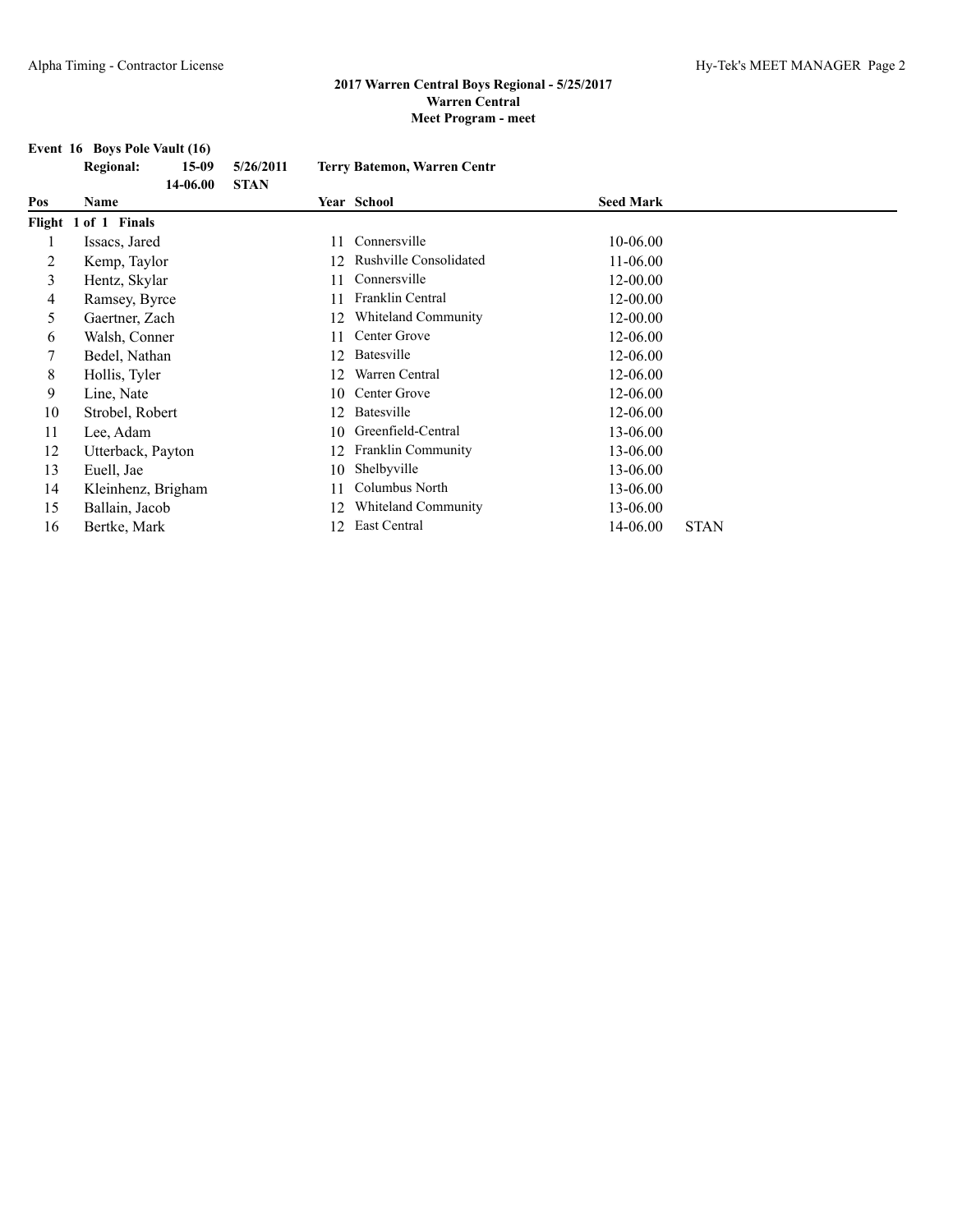## 2017 Warren Central Boys Regional - 5/25/2017
## Warren Central
## Meet Program - meet

**Event 16 Boys Pole Vault (16)**

| | | | |
|---|---|---|---|
| **Regional:** | **15-09** | **5/26/2011** | **Terry Batemon, Warren Centr** |
| | **14-06.00** | **STAN** | |

| Pos | Name | Year | School | Seed Mark | |
|---|---|---|---|---|---|
| **Flight 1 of 1 Finals** | | | | | |
| 1 | Issacs, Jared | 11 | Connersville | 10-06.00 | |
| 2 | Kemp, Taylor | 12 | Rushville Consolidated | 11-06.00 | |
| 3 | Hentz, Skylar | 11 | Connersville | 12-00.00 | |
| 4 | Ramsey, Byrce | 11 | Franklin Central | 12-00.00 | |
| 5 | Gaertner, Zach | 12 | Whiteland Community | 12-00.00 | |
| 6 | Walsh, Conner | 11 | Center Grove | 12-06.00 | |
| 7 | Bedel, Nathan | 12 | Batesville | 12-06.00 | |
| 8 | Hollis, Tyler | 12 | Warren Central | 12-06.00 | |
| 9 | Line, Nate | 10 | Center Grove | 12-06.00 | |
| 10 | Strobel, Robert | 12 | Batesville | 12-06.00 | |
| 11 | Lee, Adam | 10 | Greenfield-Central | 13-06.00 | |
| 12 | Utterback, Payton | 12 | Franklin Community | 13-06.00 | |
| 13 | Euell, Jae | 10 | Shelbyville | 13-06.00 | |
| 14 | Kleinhenz, Brigham | 11 | Columbus North | 13-06.00 | |
| 15 | Ballain, Jacob | 12 | Whiteland Community | 13-06.00 | |
| 16 | Bertke, Mark | 12 | East Central | 14-06.00 | STAN |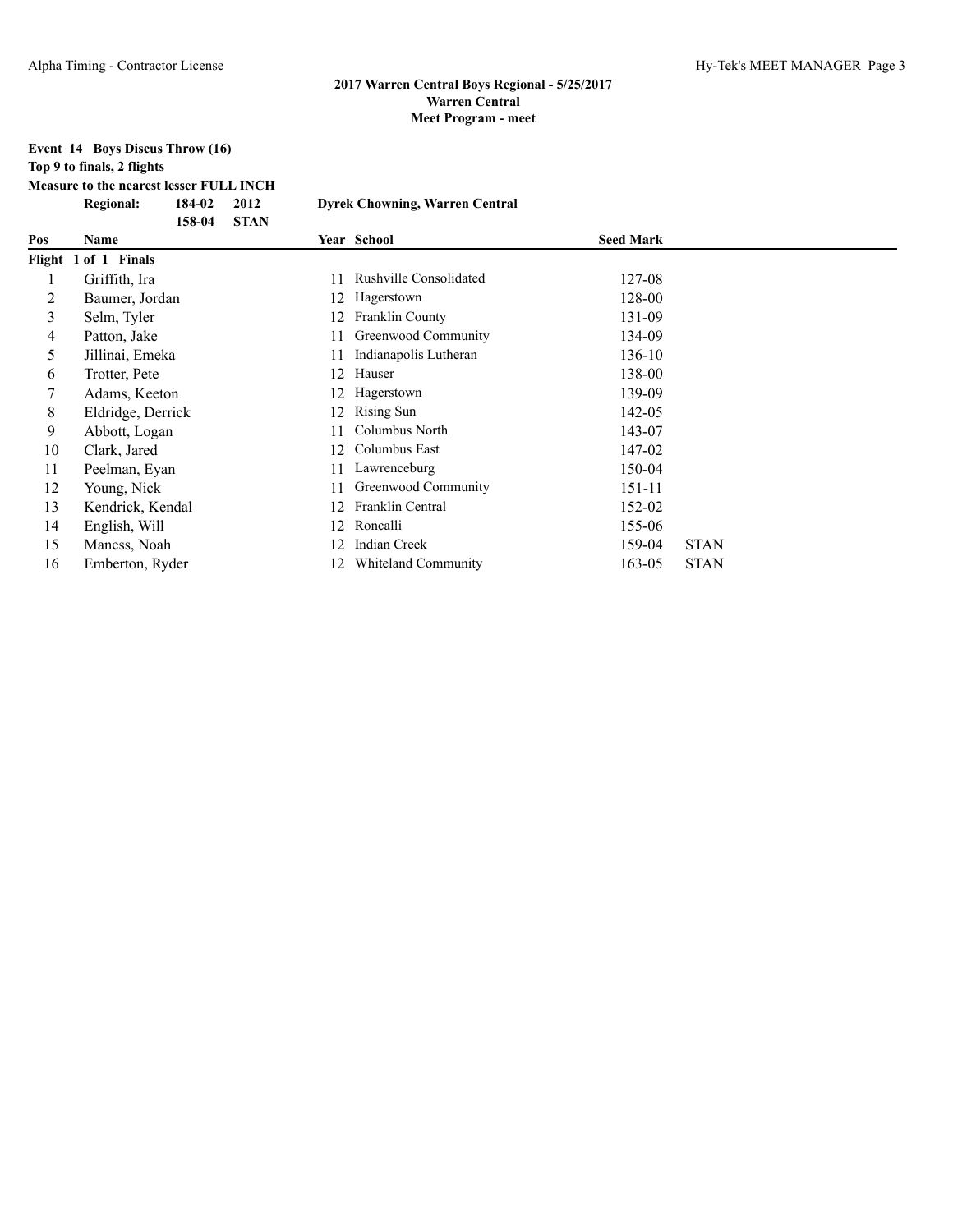**2017 Warren Central Boys Regional - 5/25/2017**
**Warren Central**
**Meet Program - meet**

**Event 14 Boys Discus Throw (16)**
**Top 9 to finals, 2 flights**
**Measure to the nearest lesser FULL INCH**

| | | | |
|---|---|---|---|
| **Regional:** | **184-02** | **2012** | **Dyrek Chowning, Warren Central** |
| | **158-04** | **STAN** | |

| Pos | Name | Year | School | Seed Mark | |
|---|---|---|---|---|---|
| **Flight 1 of 1 Finals** | | | | | |
| 1 | Griffith, Ira | 11 | Rushville Consolidated | 127-08 | |
| 2 | Baumer, Jordan | 12 | Hagerstown | 128-00 | |
| 3 | Selm, Tyler | 12 | Franklin County | 131-09 | |
| 4 | Patton, Jake | 11 | Greenwood Community | 134-09 | |
| 5 | Jillinai, Emeka | 11 | Indianapolis Lutheran | 136-10 | |
| 6 | Trotter, Pete | 12 | Hauser | 138-00 | |
| 7 | Adams, Keeton | 12 | Hagerstown | 139-09 | |
| 8 | Eldridge, Derrick | 12 | Rising Sun | 142-05 | |
| 9 | Abbott, Logan | 11 | Columbus North | 143-07 | |
| 10 | Clark, Jared | 12 | Columbus East | 147-02 | |
| 11 | Peelman, Eyan | 11 | Lawrenceburg | 150-04 | |
| 12 | Young, Nick | 11 | Greenwood Community | 151-11 | |
| 13 | Kendrick, Kendal | 12 | Franklin Central | 152-02 | |
| 14 | English, Will | 12 | Roncalli | 155-06 | |
| 15 | Maness, Noah | 12 | Indian Creek | 159-04 | STAN |
| 16 | Emberton, Ryder | 12 | Whiteland Community | 163-05 | STAN |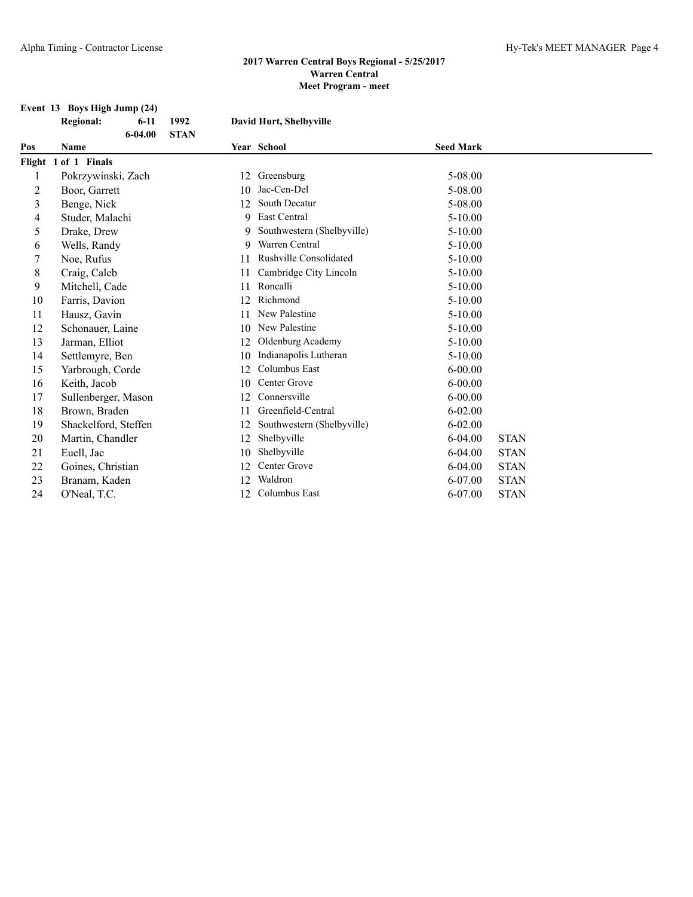## 2017 Warren Central Boys Regional - 5/25/2017
### Warren Central
### Meet Program - meet

**Event 13 Boys High Jump (24)**

| | | | |
|---|---|---|---|
| **Regional:** | **6-11** | **1992** | **David Hurt, Shelbyville** |
| | **6-04.00** | **STAN** | |

| Pos | Name | Year | School | Seed Mark | |
|---|---|---|---|---|---|
| **Flight 1 of 1 Finals** | | | | | |
| 1 | Pokrzywinski, Zach | 12 | Greensburg | 5-08.00 | |
| 2 | Boor, Garrett | 10 | Jac-Cen-Del | 5-08.00 | |
| 3 | Benge, Nick | 12 | South Decatur | 5-08.00 | |
| 4 | Studer, Malachi | 9 | East Central | 5-10.00 | |
| 5 | Drake, Drew | 9 | Southwestern (Shelbyville) | 5-10.00 | |
| 6 | Wells, Randy | 9 | Warren Central | 5-10.00 | |
| 7 | Noe, Rufus | 11 | Rushville Consolidated | 5-10.00 | |
| 8 | Craig, Caleb | 11 | Cambridge City Lincoln | 5-10.00 | |
| 9 | Mitchell, Cade | 11 | Roncalli | 5-10.00 | |
| 10 | Farris, Davion | 12 | Richmond | 5-10.00 | |
| 11 | Hausz, Gavin | 11 | New Palestine | 5-10.00 | |
| 12 | Schonauer, Laine | 10 | New Palestine | 5-10.00 | |
| 13 | Jarman, Elliot | 12 | Oldenburg Academy | 5-10.00 | |
| 14 | Settlemyre, Ben | 10 | Indianapolis Lutheran | 5-10.00 | |
| 15 | Yarbrough, Corde | 12 | Columbus East | 6-00.00 | |
| 16 | Keith, Jacob | 10 | Center Grove | 6-00.00 | |
| 17 | Sullenberger, Mason | 12 | Connersville | 6-00.00 | |
| 18 | Brown, Braden | 11 | Greenfield-Central | 6-02.00 | |
| 19 | Shackelford, Steffen | 12 | Southwestern (Shelbyville) | 6-02.00 | |
| 20 | Martin, Chandler | 12 | Shelbyville | 6-04.00 | STAN |
| 21 | Euell, Jae | 10 | Shelbyville | 6-04.00 | STAN |
| 22 | Goines, Christian | 12 | Center Grove | 6-04.00 | STAN |
| 23 | Branam, Kaden | 12 | Waldron | 6-07.00 | STAN |
| 24 | O'Neal, T.C. | 12 | Columbus East | 6-07.00 | STAN |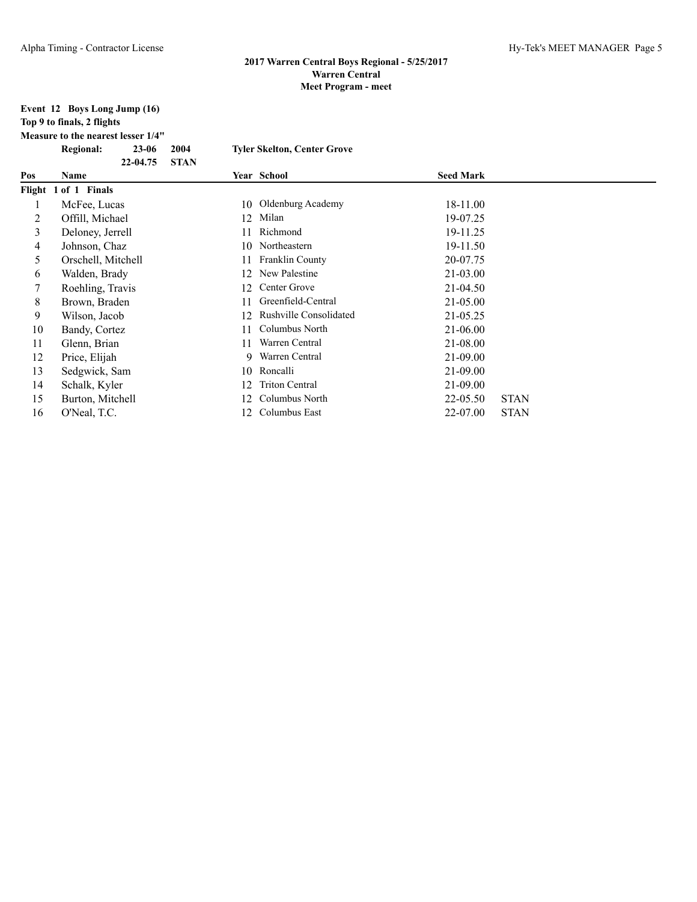## 2017 Warren Central Boys Regional - 5/25/2017
## Warren Central
## Meet Program - meet

**Event 12 Boys Long Jump (16)**
**Top 9 to finals, 2 flights**
**Measure to the nearest lesser 1/4"**

| | | | |
|---|---|---|---|
| **Regional:** | **23-06** | **2004** | **Tyler Skelton, Center Grove** |
| | **22-04.75** | **STAN** | |

| Pos | Name | Year | School | Seed Mark | |
|---|---|---|---|---|---|
| **Flight 1 of 1 Finals** | | | | | |
| 1 | McFee, Lucas | 10 | Oldenburg Academy | 18-11.00 | |
| 2 | Offill, Michael | 12 | Milan | 19-07.25 | |
| 3 | Deloney, Jerrell | 11 | Richmond | 19-11.25 | |
| 4 | Johnson, Chaz | 10 | Northeastern | 19-11.50 | |
| 5 | Orschell, Mitchell | 11 | Franklin County | 20-07.75 | |
| 6 | Walden, Brady | 12 | New Palestine | 21-03.00 | |
| 7 | Roehling, Travis | 12 | Center Grove | 21-04.50 | |
| 8 | Brown, Braden | 11 | Greenfield-Central | 21-05.00 | |
| 9 | Wilson, Jacob | 12 | Rushville Consolidated | 21-05.25 | |
| 10 | Bandy, Cortez | 11 | Columbus North | 21-06.00 | |
| 11 | Glenn, Brian | 11 | Warren Central | 21-08.00 | |
| 12 | Price, Elijah | 9 | Warren Central | 21-09.00 | |
| 13 | Sedgwick, Sam | 10 | Roncalli | 21-09.00 | |
| 14 | Schalk, Kyler | 12 | Triton Central | 21-09.00 | |
| 15 | Burton, Mitchell | 12 | Columbus North | 22-05.50 | STAN |
| 16 | O'Neal, T.C. | 12 | Columbus East | 22-07.00 | STAN |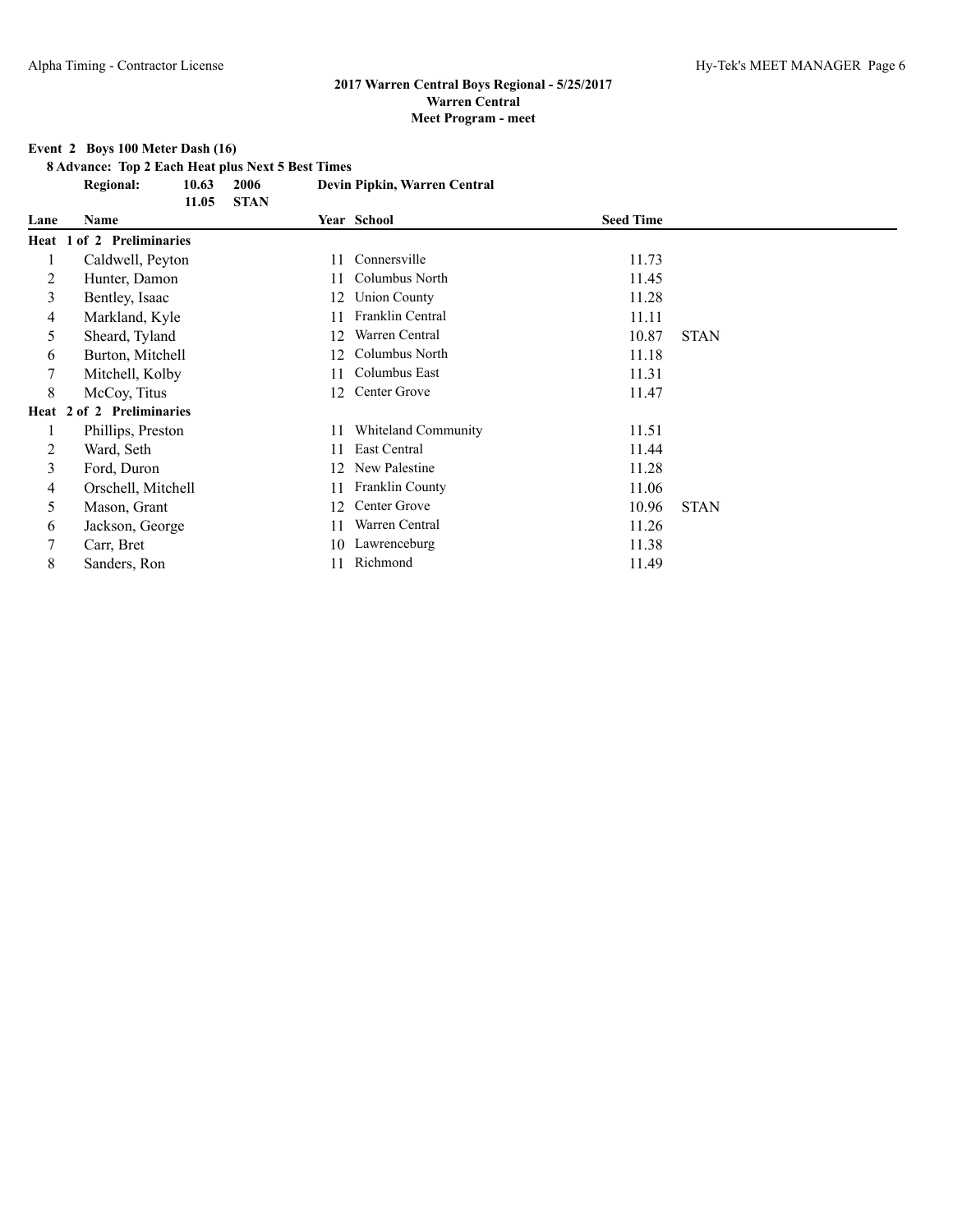## 2017 Warren Central Boys Regional - 5/25/2017
## Warren Central
## Meet Program - meet

**Event 2 Boys 100 Meter Dash (16)**

**8 Advance: Top 2 Each Heat plus Next 5 Best Times**

| | | | |
|---|---|---|---|
| **Regional:** | **10.63** | **2006** | **Devin Pipkin, Warren Central** |
| | **11.05** | **STAN** | |

| Lane | Name | Year | School | Seed Time | |
|---|---|---|---|---|---|
| **Heat 1 of 2 Preliminaries** | | | | | |
| 1 | Caldwell, Peyton | 11 | Connersville | 11.73 | |
| 2 | Hunter, Damon | 11 | Columbus North | 11.45 | |
| 3 | Bentley, Isaac | 12 | Union County | 11.28 | |
| 4 | Markland, Kyle | 11 | Franklin Central | 11.11 | |
| 5 | Sheard, Tyland | 12 | Warren Central | 10.87 | STAN |
| 6 | Burton, Mitchell | 12 | Columbus North | 11.18 | |
| 7 | Mitchell, Kolby | 11 | Columbus East | 11.31 | |
| 8 | McCoy, Titus | 12 | Center Grove | 11.47 | |
| **Heat 2 of 2 Preliminaries** | | | | | |
| 1 | Phillips, Preston | 11 | Whiteland Community | 11.51 | |
| 2 | Ward, Seth | 11 | East Central | 11.44 | |
| 3 | Ford, Duron | 12 | New Palestine | 11.28 | |
| 4 | Orschell, Mitchell | 11 | Franklin County | 11.06 | |
| 5 | Mason, Grant | 12 | Center Grove | 10.96 | STAN |
| 6 | Jackson, George | 11 | Warren Central | 11.26 | |
| 7 | Carr, Bret | 10 | Lawrenceburg | 11.38 | |
| 8 | Sanders, Ron | 11 | Richmond | 11.49 | |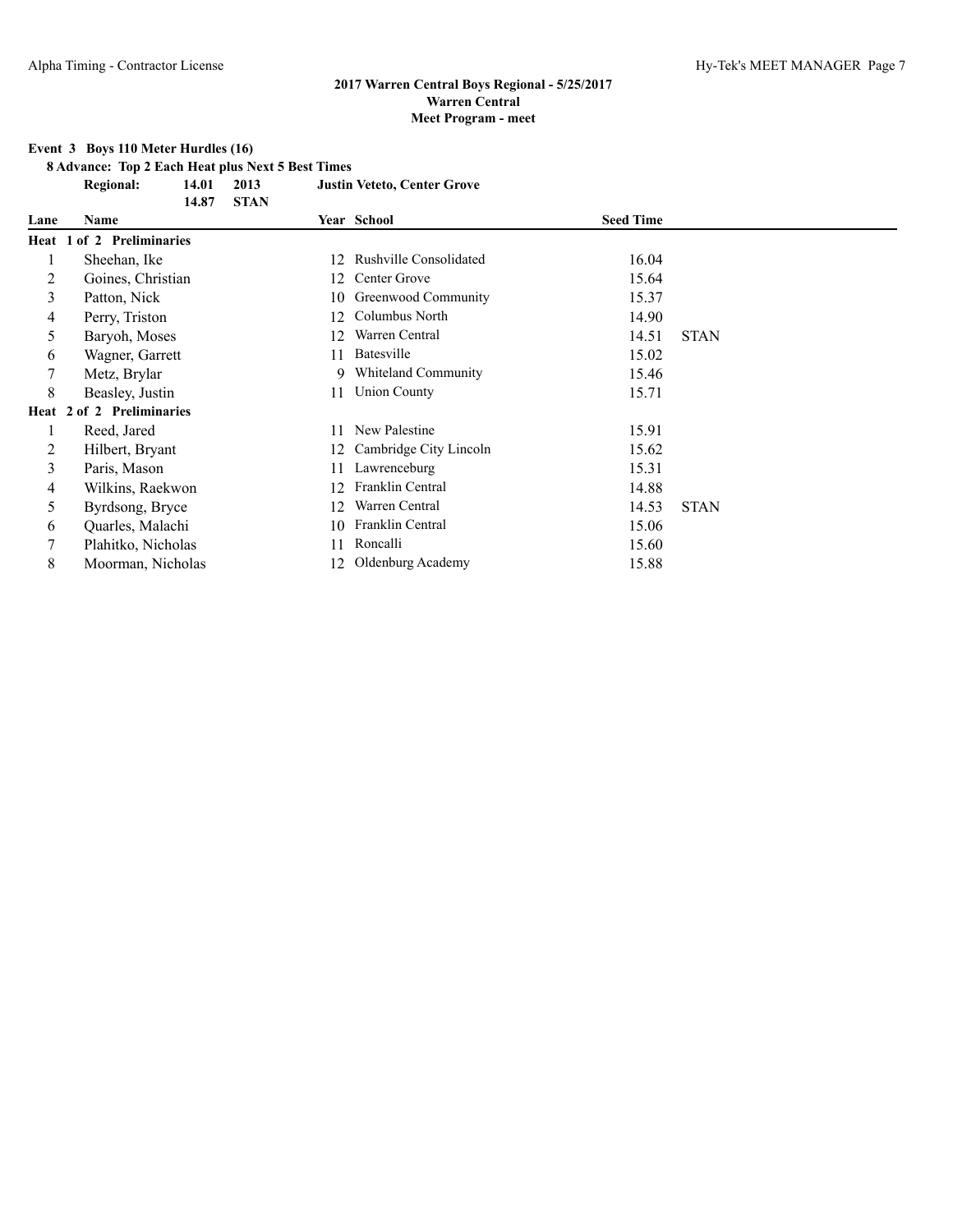## 2017 Warren Central Boys Regional - 5/25/2017
## Warren Central
## Meet Program - meet

**Event 3 Boys 110 Meter Hurdles (16)**

**8 Advance: Top 2 Each Heat plus Next 5 Best Times**

| | | | |
|---|---|---|---|
| **Regional:** | **14.01** | **2013** | **Justin Veteto, Center Grove** |
| | **14.87** | **STAN** | |

| Lane | Name | Year | School | Seed Time | |
|---|---|---|---|---|---|
| **Heat 1 of 2 Preliminaries** | | | | | |
| 1 | Sheehan, Ike | 12 | Rushville Consolidated | 16.04 | |
| 2 | Goines, Christian | 12 | Center Grove | 15.64 | |
| 3 | Patton, Nick | 10 | Greenwood Community | 15.37 | |
| 4 | Perry, Triston | 12 | Columbus North | 14.90 | |
| 5 | Baryoh, Moses | 12 | Warren Central | 14.51 | STAN |
| 6 | Wagner, Garrett | 11 | Batesville | 15.02 | |
| 7 | Metz, Brylar | 9 | Whiteland Community | 15.46 | |
| 8 | Beasley, Justin | 11 | Union County | 15.71 | |
| **Heat 2 of 2 Preliminaries** | | | | | |
| 1 | Reed, Jared | 11 | New Palestine | 15.91 | |
| 2 | Hilbert, Bryant | 12 | Cambridge City Lincoln | 15.62 | |
| 3 | Paris, Mason | 11 | Lawrenceburg | 15.31 | |
| 4 | Wilkins, Raekwon | 12 | Franklin Central | 14.88 | |
| 5 | Byrdsong, Bryce | 12 | Warren Central | 14.53 | STAN |
| 6 | Quarles, Malachi | 10 | Franklin Central | 15.06 | |
| 7 | Plahitko, Nicholas | 11 | Roncalli | 15.60 | |
| 8 | Moorman, Nicholas | 12 | Oldenburg Academy | 15.88 | |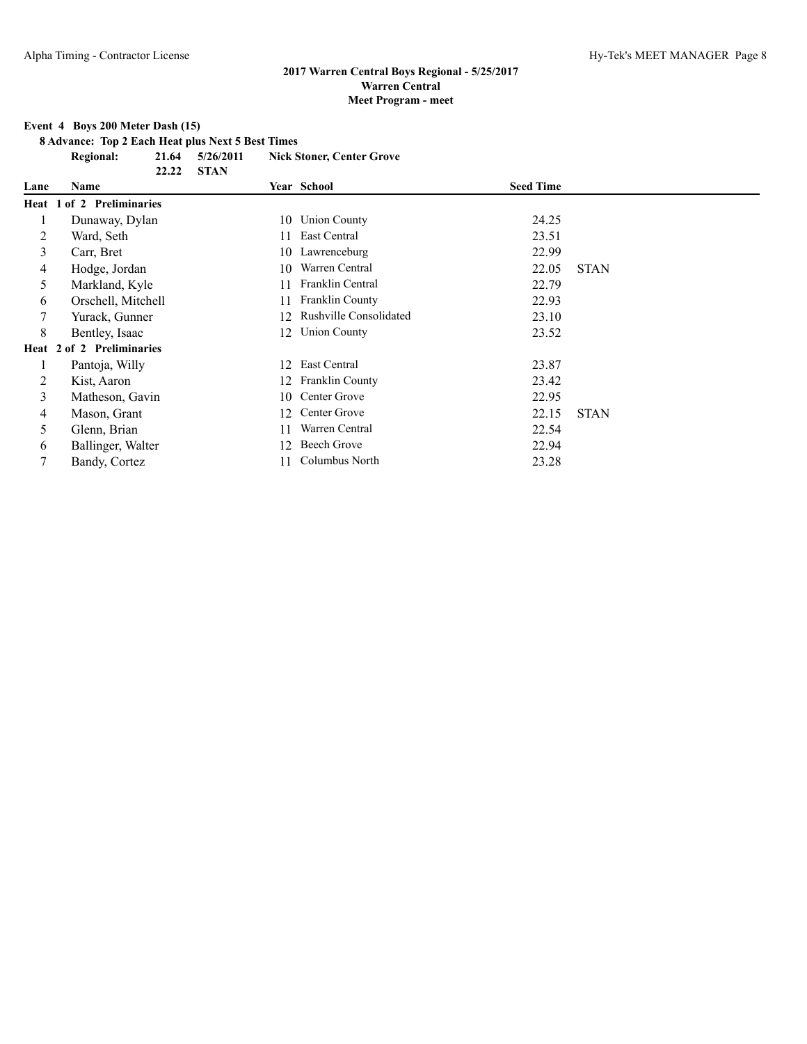**2017 Warren Central Boys Regional - 5/25/2017**
**Warren Central**
**Meet Program - meet**

**Event 4 Boys 200 Meter Dash (15)**

**8 Advance: Top 2 Each Heat plus Next 5 Best Times**

| | | | |
|---|---|---|---|
| **Regional:** | **21.64** | **5/26/2011** | **Nick Stoner, Center Grove** |
| | **22.22** | **STAN** | |

| Lane | Name | Year | School | Seed Time | |
|---|---|---|---|---|---|
| **Heat 1 of 2 Preliminaries** | | | | | |
| 1 | Dunaway, Dylan | 10 | Union County | 24.25 | |
| 2 | Ward, Seth | 11 | East Central | 23.51 | |
| 3 | Carr, Bret | 10 | Lawrenceburg | 22.99 | |
| 4 | Hodge, Jordan | 10 | Warren Central | 22.05 | STAN |
| 5 | Markland, Kyle | 11 | Franklin Central | 22.79 | |
| 6 | Orschell, Mitchell | 11 | Franklin County | 22.93 | |
| 7 | Yurack, Gunner | 12 | Rushville Consolidated | 23.10 | |
| 8 | Bentley, Isaac | 12 | Union County | 23.52 | |
| **Heat 2 of 2 Preliminaries** | | | | | |
| 1 | Pantoja, Willy | 12 | East Central | 23.87 | |
| 2 | Kist, Aaron | 12 | Franklin County | 23.42 | |
| 3 | Matheson, Gavin | 10 | Center Grove | 22.95 | |
| 4 | Mason, Grant | 12 | Center Grove | 22.15 | STAN |
| 5 | Glenn, Brian | 11 | Warren Central | 22.54 | |
| 6 | Ballinger, Walter | 12 | Beech Grove | 22.94 | |
| 7 | Bandy, Cortez | 11 | Columbus North | 23.28 | |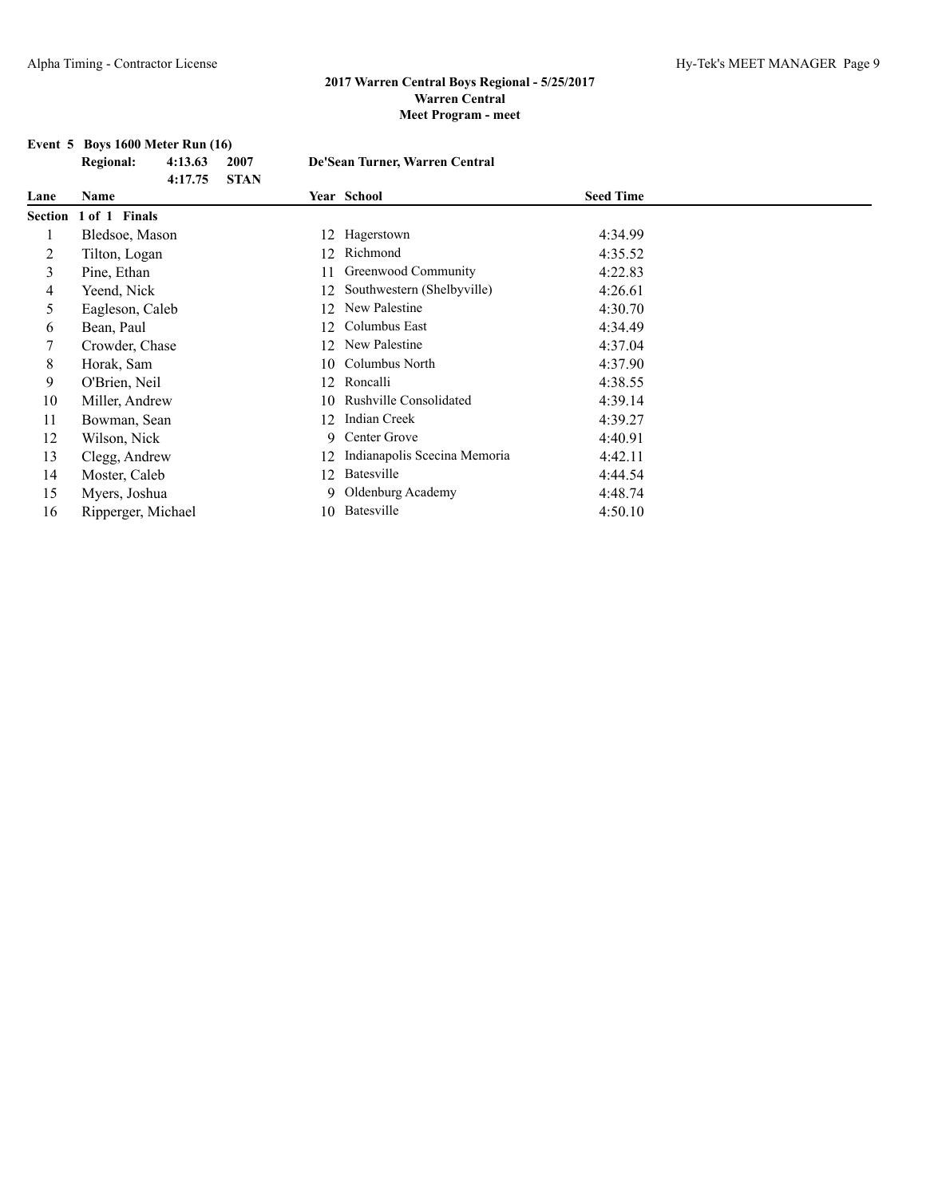## 2017 Warren Central Boys Regional - 5/25/2017
### Warren Central
### Meet Program - meet

**Event 5 Boys 1600 Meter Run (16)**

| | | | |
|---|---|---|---|
| **Regional:** | **4:13.63** | **2007** | **De'Sean Turner, Warren Central** |
| | **4:17.75** | **STAN** | |

| Lane | Name | Year | School | Seed Time |
|---|---|---|---|---|
| **Section 1 of 1 Finals** | | | | |
| 1 | Bledsoe, Mason | 12 | Hagerstown | 4:34.99 |
| 2 | Tilton, Logan | 12 | Richmond | 4:35.52 |
| 3 | Pine, Ethan | 11 | Greenwood Community | 4:22.83 |
| 4 | Yeend, Nick | 12 | Southwestern (Shelbyville) | 4:26.61 |
| 5 | Eagleson, Caleb | 12 | New Palestine | 4:30.70 |
| 6 | Bean, Paul | 12 | Columbus East | 4:34.49 |
| 7 | Crowder, Chase | 12 | New Palestine | 4:37.04 |
| 8 | Horak, Sam | 10 | Columbus North | 4:37.90 |
| 9 | O'Brien, Neil | 12 | Roncalli | 4:38.55 |
| 10 | Miller, Andrew | 10 | Rushville Consolidated | 4:39.14 |
| 11 | Bowman, Sean | 12 | Indian Creek | 4:39.27 |
| 12 | Wilson, Nick | 9 | Center Grove | 4:40.91 |
| 13 | Clegg, Andrew | 12 | Indianapolis Scecina Memoria | 4:42.11 |
| 14 | Moster, Caleb | 12 | Batesville | 4:44.54 |
| 15 | Myers, Joshua | 9 | Oldenburg Academy | 4:48.74 |
| 16 | Ripperger, Michael | 10 | Batesville | 4:50.10 |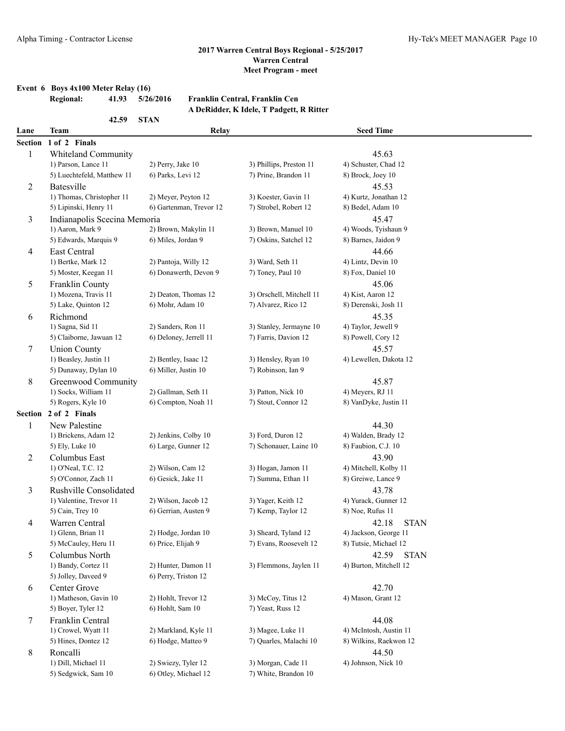## 2017 Warren Central Boys Regional - 5/25/2017
## Warren Central
## Meet Program - meet

**Event 6 Boys 4x100 Meter Relay (16)**

**Regional: 41.93 5/26/2016 Franklin Central, Franklin Cen**
**A DeRidder, K Idele, T Padgett, R Ritter**

**42.59 STAN**

| Lane | Team | Relay | | Seed Time |
|---|---|---|---|---|
| **Section 1 of 2 Finals** | | | | |
| 1 | Whiteland Community | | | 45.63 |
| | 1) Parson, Lance 11 | 2) Perry, Jake 10 | 3) Phillips, Preston 11 | 4) Schuster, Chad 12 |
| | 5) Luechtefeld, Matthew 11 | 6) Parks, Levi 12 | 7) Prine, Brandon 11 | 8) Brock, Joey 10 |
| 2 | Batesville | | | 45.53 |
| | 1) Thomas, Christopher 11 | 2) Meyer, Peyton 12 | 3) Koester, Gavin 11 | 4) Kurtz, Jonathan 12 |
| | 5) Lipinski, Henry 11 | 6) Gartenman, Trevor 12 | 7) Strobel, Robert 12 | 8) Bedel, Adam 10 |
| 3 | Indianapolis Scecina Memoria | | | 45.47 |
| | 1) Aaron, Mark 9 | 2) Brown, Makylin 11 | 3) Brown, Manuel 10 | 4) Woods, Tyishaun 9 |
| | 5) Edwards, Marquis 9 | 6) Miles, Jordan 9 | 7) Oskins, Satchel 12 | 8) Barnes, Jaidon 9 |
| 4 | East Central | | | 44.66 |
| | 1) Bertke, Mark 12 | 2) Pantoja, Willy 12 | 3) Ward, Seth 11 | 4) Lintz, Devin 10 |
| | 5) Moster, Keegan 11 | 6) Donawerth, Devon 9 | 7) Toney, Paul 10 | 8) Fox, Daniel 10 |
| 5 | Franklin County | | | 45.06 |
| | 1) Mozena, Travis 11 | 2) Deaton, Thomas 12 | 3) Orschell, Mitchell 11 | 4) Kist, Aaron 12 |
| | 5) Lake, Quinton 12 | 6) Mohr, Adam 10 | 7) Alvarez, Rico 12 | 8) Derenski, Josh 11 |
| 6 | Richmond | | | 45.35 |
| | 1) Sagna, Sid 11 | 2) Sanders, Ron 11 | 3) Stanley, Jermayne 10 | 4) Taylor, Jewell 9 |
| | 5) Claiborne, Jawuan 12 | 6) Deloney, Jerrell 11 | 7) Farris, Davion 12 | 8) Powell, Cory 12 |
| 7 | Union County | | | 45.57 |
| | 1) Beasley, Justin 11 | 2) Bentley, Isaac 12 | 3) Hensley, Ryan 10 | 4) Lewellen, Dakota 12 |
| | 5) Dunaway, Dylan 10 | 6) Miller, Justin 10 | 7) Robinson, Ian 9 | |
| 8 | Greenwood Community | | | 45.87 |
| | 1) Socks, William 11 | 2) Gallman, Seth 11 | 3) Patton, Nick 10 | 4) Meyers, RJ 11 |
| | 5) Rogers, Kyle 10 | 6) Compton, Noah 11 | 7) Stout, Connor 12 | 8) VanDyke, Justin 11 |
| **Section 2 of 2 Finals** | | | | |
| 1 | New Palestine | | | 44.30 |
| | 1) Brickens, Adam 12 | 2) Jenkins, Colby 10 | 3) Ford, Duron 12 | 4) Walden, Brady 12 |
| | 5) Ely, Luke 10 | 6) Large, Gunner 12 | 7) Schonauer, Laine 10 | 8) Faubion, C.J. 10 |
| 2 | Columbus East | | | 43.90 |
| | 1) O'Neal, T.C. 12 | 2) Wilson, Cam 12 | 3) Hogan, Jamon 11 | 4) Mitchell, Kolby 11 |
| | 5) O'Connor, Zach 11 | 6) Gesick, Jake 11 | 7) Summa, Ethan 11 | 8) Greiwe, Lance 9 |
| 3 | Rushville Consolidated | | | 43.78 |
| | 1) Valentine, Trevor 11 | 2) Wilson, Jacob 12 | 3) Yager, Keith 12 | 4) Yurack, Gunner 12 |
| | 5) Cain, Trey 10 | 6) Gerrian, Austen 9 | 7) Kemp, Taylor 12 | 8) Noe, Rufus 11 |
| 4 | Warren Central | | | 42.18 STAN |
| | 1) Glenn, Brian 11 | 2) Hodge, Jordan 10 | 3) Sheard, Tyland 12 | 4) Jackson, George 11 |
| | 5) McCauley, Heru 11 | 6) Price, Elijah 9 | 7) Evans, Roosevelt 12 | 8) Tutsie, Michael 12 |
| 5 | Columbus North | | | 42.59 STAN |
| | 1) Bandy, Cortez 11 | 2) Hunter, Damon 11 | 3) Flemmons, Jaylen 11 | 4) Burton, Mitchell 12 |
| | 5) Jolley, Daveed 9 | 6) Perry, Triston 12 | | |
| 6 | Center Grove | | | 42.70 |
| | 1) Matheson, Gavin 10 | 2) Hohlt, Trevor 12 | 3) McCoy, Titus 12 | 4) Mason, Grant 12 |
| | 5) Boyer, Tyler 12 | 6) Hohlt, Sam 10 | 7) Yeast, Russ 12 | |
| 7 | Franklin Central | | | 44.08 |
| | 1) Crowel, Wyatt 11 | 2) Markland, Kyle 11 | 3) Magee, Luke 11 | 4) McIntosh, Austin 11 |
| | 5) Hines, Dontez 12 | 6) Hodge, Matteo 9 | 7) Quarles, Malachi 10 | 8) Wilkins, Raekwon 12 |
| 8 | Roncalli | | | 44.50 |
| | 1) Dill, Michael 11 | 2) Swiezy, Tyler 12 | 3) Morgan, Cade 11 | 4) Johnson, Nick 10 |
| | 5) Sedgwick, Sam 10 | 6) Otley, Michael 12 | 7) White, Brandon 10 | |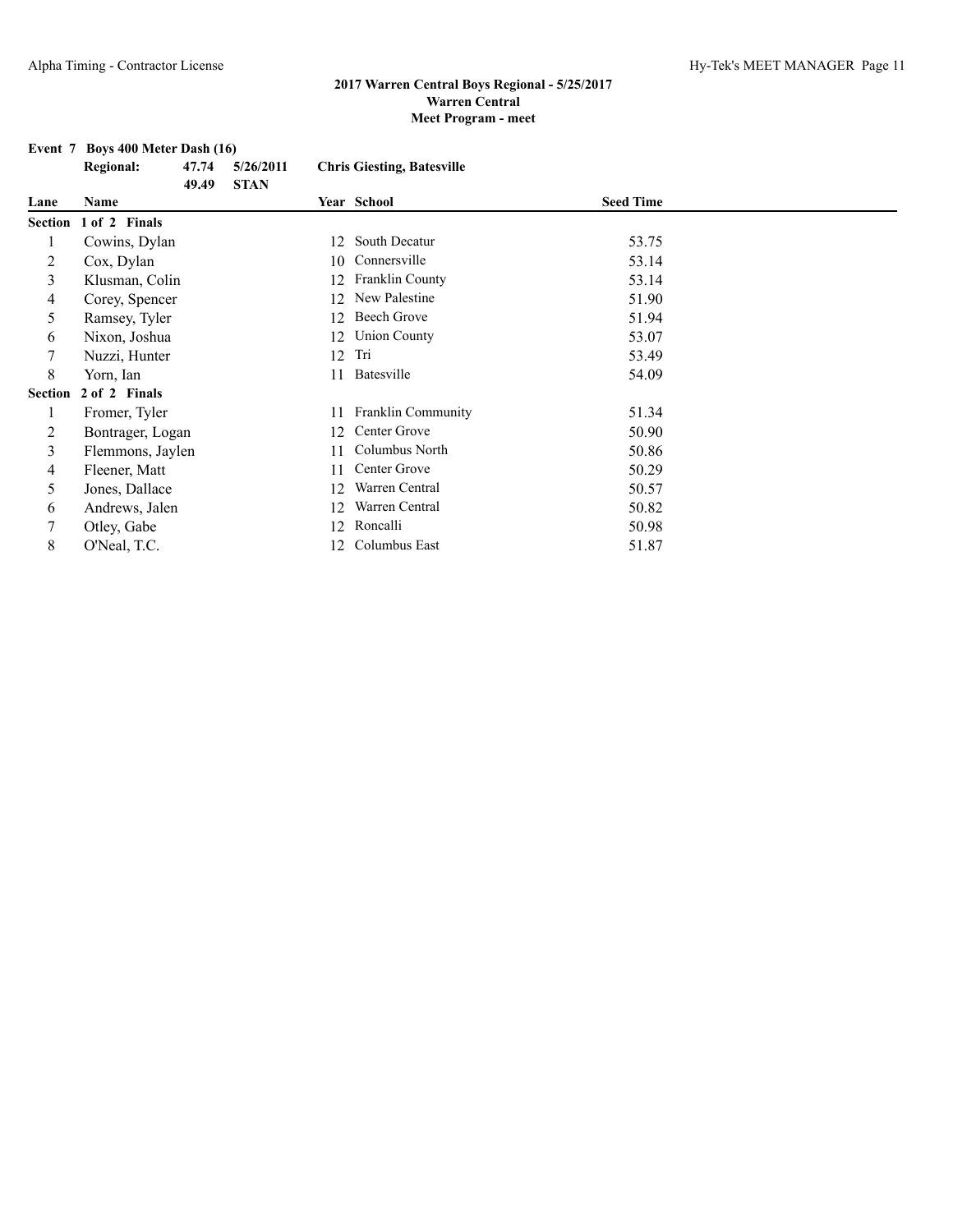## 2017 Warren Central Boys Regional - 5/25/2017
## Warren Central
## Meet Program - meet

**Event 7 Boys 400 Meter Dash (16)**

| | | | |
|---|---|---|---|
| **Regional:** | **47.74** | **5/26/2011** | **Chris Giesting, Batesville** |
| | **49.49** | **STAN** | |

| Lane | Name | Year | School | Seed Time |
|---|---|---|---|---|
| **Section 1 of 2 Finals** | | | | |
| 1 | Cowins, Dylan | 12 | South Decatur | 53.75 |
| 2 | Cox, Dylan | 10 | Connersville | 53.14 |
| 3 | Klusman, Colin | 12 | Franklin County | 53.14 |
| 4 | Corey, Spencer | 12 | New Palestine | 51.90 |
| 5 | Ramsey, Tyler | 12 | Beech Grove | 51.94 |
| 6 | Nixon, Joshua | 12 | Union County | 53.07 |
| 7 | Nuzzi, Hunter | 12 | Tri | 53.49 |
| 8 | Yorn, Ian | 11 | Batesville | 54.09 |
| **Section 2 of 2 Finals** | | | | |
| 1 | Fromer, Tyler | 11 | Franklin Community | 51.34 |
| 2 | Bontrager, Logan | 12 | Center Grove | 50.90 |
| 3 | Flemmons, Jaylen | 11 | Columbus North | 50.86 |
| 4 | Fleener, Matt | 11 | Center Grove | 50.29 |
| 5 | Jones, Dallace | 12 | Warren Central | 50.57 |
| 6 | Andrews, Jalen | 12 | Warren Central | 50.82 |
| 7 | Otley, Gabe | 12 | Roncalli | 50.98 |
| 8 | O'Neal, T.C. | 12 | Columbus East | 51.87 |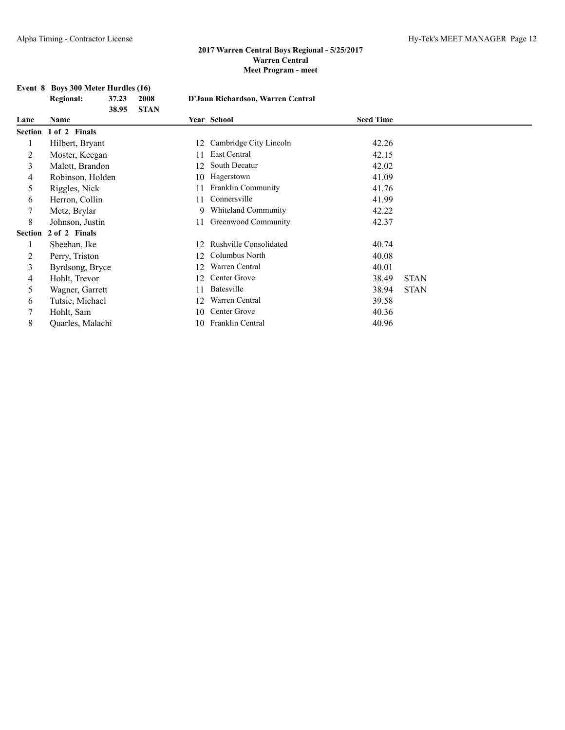## 2017 Warren Central Boys Regional - 5/25/2017
### Warren Central
### Meet Program - meet

**Event 8 Boys 300 Meter Hurdles (16)**

| | | | |
|---|---|---|---|
| **Regional:** | **37.23** | **2008** | **D'Jaun Richardson, Warren Central** |
| | **38.95** | **STAN** | |

| Lane | Name | Year | School | Seed Time | |
|---|---|---|---|---|---|
| **Section 1 of 2 Finals** | | | | | |
| 1 | Hilbert, Bryant | 12 | Cambridge City Lincoln | 42.26 | |
| 2 | Moster, Keegan | 11 | East Central | 42.15 | |
| 3 | Malott, Brandon | 12 | South Decatur | 42.02 | |
| 4 | Robinson, Holden | 10 | Hagerstown | 41.09 | |
| 5 | Riggles, Nick | 11 | Franklin Community | 41.76 | |
| 6 | Herron, Collin | 11 | Connersville | 41.99 | |
| 7 | Metz, Brylar | 9 | Whiteland Community | 42.22 | |
| 8 | Johnson, Justin | 11 | Greenwood Community | 42.37 | |
| **Section 2 of 2 Finals** | | | | | |
| 1 | Sheehan, Ike | 12 | Rushville Consolidated | 40.74 | |
| 2 | Perry, Triston | 12 | Columbus North | 40.08 | |
| 3 | Byrdsong, Bryce | 12 | Warren Central | 40.01 | |
| 4 | Hohlt, Trevor | 12 | Center Grove | 38.49 | STAN |
| 5 | Wagner, Garrett | 11 | Batesville | 38.94 | STAN |
| 6 | Tutsie, Michael | 12 | Warren Central | 39.58 | |
| 7 | Hohlt, Sam | 10 | Center Grove | 40.36 | |
| 8 | Quarles, Malachi | 10 | Franklin Central | 40.96 | |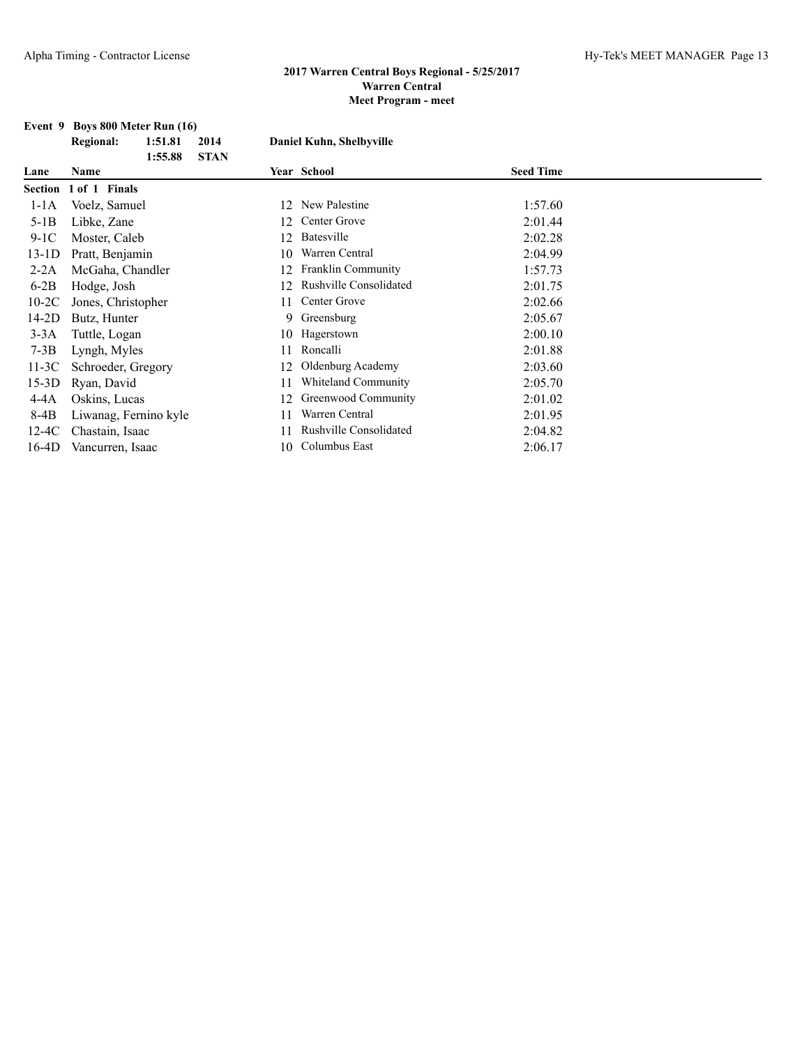## 2017 Warren Central Boys Regional - 5/25/2017
### Warren Central
### Meet Program - meet

**Event 9 Boys 800 Meter Run (16)**

| | | | |
|---|---|---|---|
| **Regional:** | **1:51.81** | **2014** | **Daniel Kuhn, Shelbyville** |
| | **1:55.88** | **STAN** | |

| Lane | Name | Year | School | Seed Time |
|---|---|---|---|---|
| **Section 1 of 1 Finals** | | | | |
| 1-1A | Voelz, Samuel | 12 | New Palestine | 1:57.60 |
| 5-1B | Libke, Zane | 12 | Center Grove | 2:01.44 |
| 9-1C | Moster, Caleb | 12 | Batesville | 2:02.28 |
| 13-1D | Pratt, Benjamin | 10 | Warren Central | 2:04.99 |
| 2-2A | McGaha, Chandler | 12 | Franklin Community | 1:57.73 |
| 6-2B | Hodge, Josh | 12 | Rushville Consolidated | 2:01.75 |
| 10-2C | Jones, Christopher | 11 | Center Grove | 2:02.66 |
| 14-2D | Butz, Hunter | 9 | Greensburg | 2:05.67 |
| 3-3A | Tuttle, Logan | 10 | Hagerstown | 2:00.10 |
| 7-3B | Lyngh, Myles | 11 | Roncalli | 2:01.88 |
| 11-3C | Schroeder, Gregory | 12 | Oldenburg Academy | 2:03.60 |
| 15-3D | Ryan, David | 11 | Whiteland Community | 2:05.70 |
| 4-4A | Oskins, Lucas | 12 | Greenwood Community | 2:01.02 |
| 8-4B | Liwanag, Fernino kyle | 11 | Warren Central | 2:01.95 |
| 12-4C | Chastain, Isaac | 11 | Rushville Consolidated | 2:04.82 |
| 16-4D | Vancurren, Isaac | 10 | Columbus East | 2:06.17 |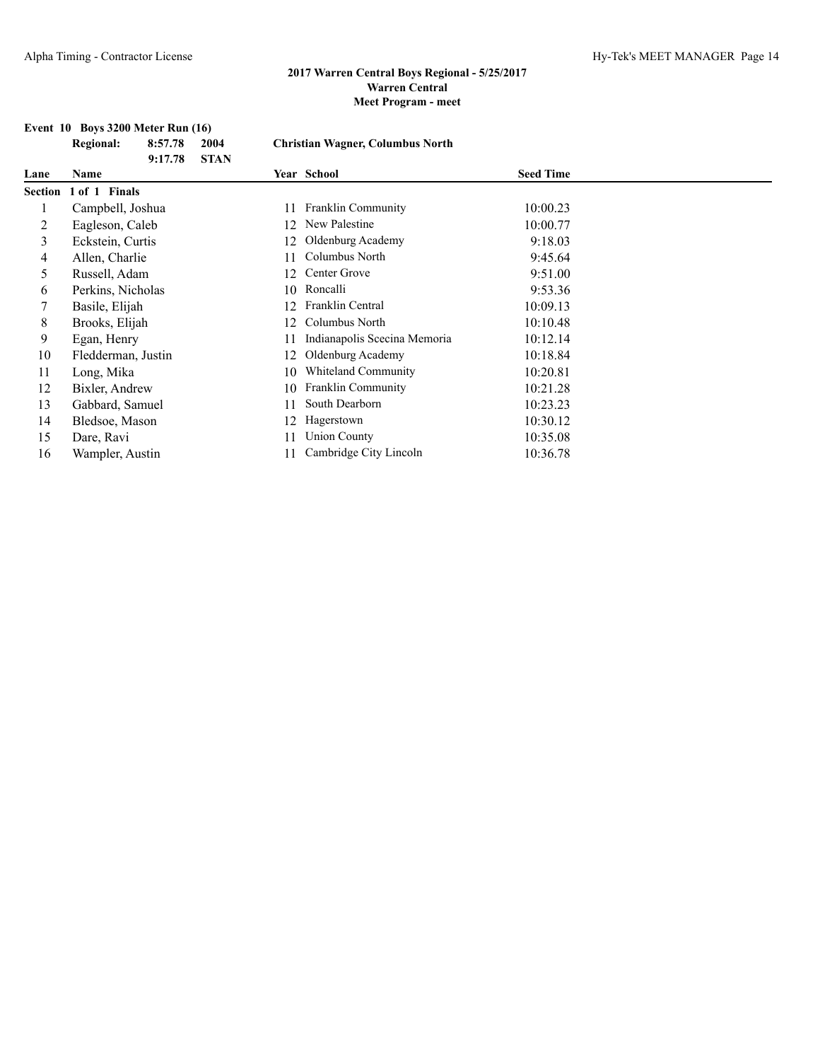## 2017 Warren Central Boys Regional - 5/25/2017
### Warren Central
### Meet Program - meet

**Event 10 Boys 3200 Meter Run (16)**

| | | | |
|---|---|---|---|
| **Regional:** | **8:57.78** | **2004** | **Christian Wagner, Columbus North** |
| | **9:17.78** | **STAN** | |

| Lane | Name | Year | School | Seed Time |
|---|---|---|---|---|
| **Section 1 of 1 Finals** | | | | |
| 1 | Campbell, Joshua | 11 | Franklin Community | 10:00.23 |
| 2 | Eagleson, Caleb | 12 | New Palestine | 10:00.77 |
| 3 | Eckstein, Curtis | 12 | Oldenburg Academy | 9:18.03 |
| 4 | Allen, Charlie | 11 | Columbus North | 9:45.64 |
| 5 | Russell, Adam | 12 | Center Grove | 9:51.00 |
| 6 | Perkins, Nicholas | 10 | Roncalli | 9:53.36 |
| 7 | Basile, Elijah | 12 | Franklin Central | 10:09.13 |
| 8 | Brooks, Elijah | 12 | Columbus North | 10:10.48 |
| 9 | Egan, Henry | 11 | Indianapolis Scecina Memoria | 10:12.14 |
| 10 | Fledderman, Justin | 12 | Oldenburg Academy | 10:18.84 |
| 11 | Long, Mika | 10 | Whiteland Community | 10:20.81 |
| 12 | Bixler, Andrew | 10 | Franklin Community | 10:21.28 |
| 13 | Gabbard, Samuel | 11 | South Dearborn | 10:23.23 |
| 14 | Bledsoe, Mason | 12 | Hagerstown | 10:30.12 |
| 15 | Dare, Ravi | 11 | Union County | 10:35.08 |
| 16 | Wampler, Austin | 11 | Cambridge City Lincoln | 10:36.78 |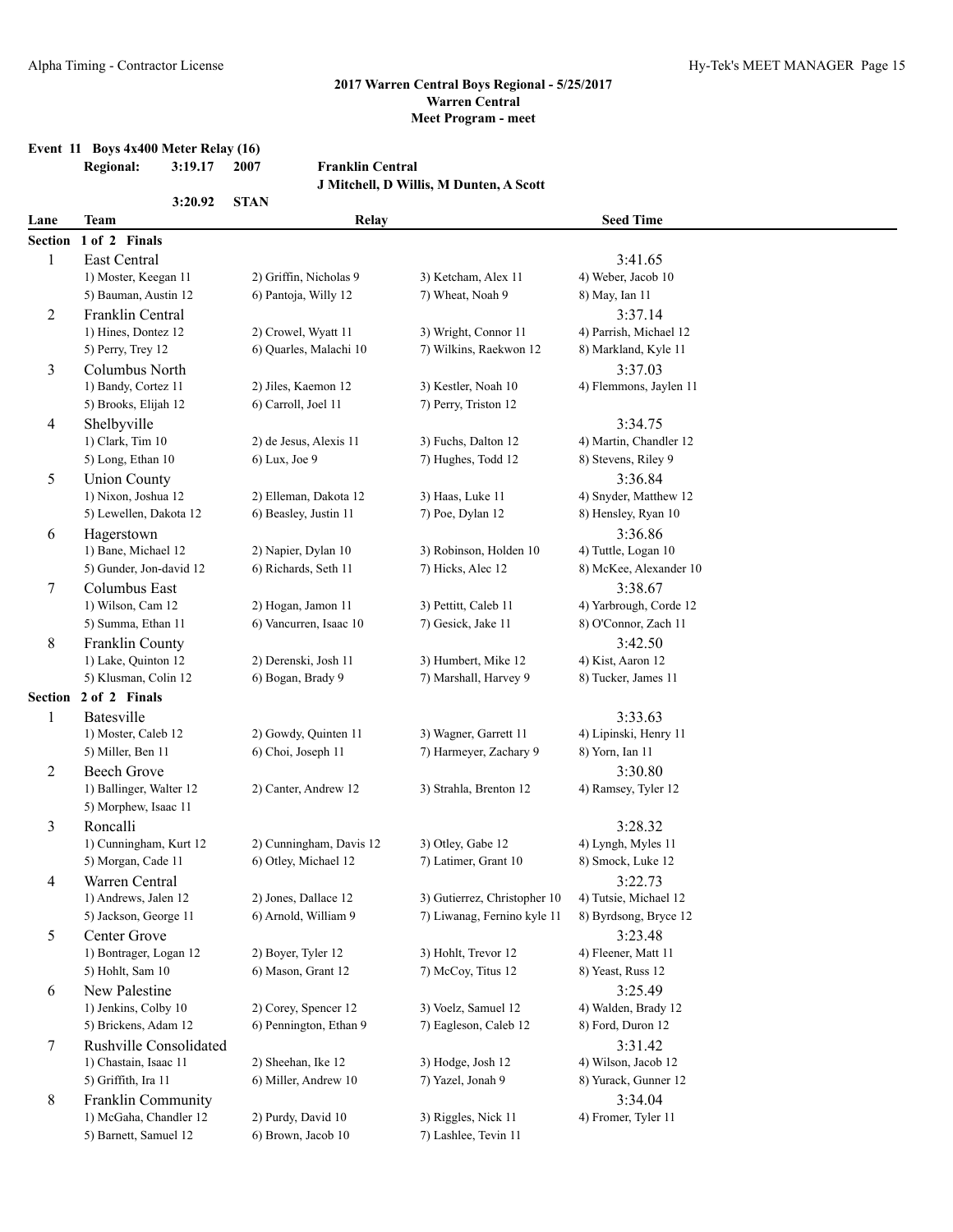## 2017 Warren Central Boys Regional - 5/25/2017
### Warren Central
### Meet Program - meet

**Event 11 Boys 4x400 Meter Relay (16)**

**Regional:** 3:19.17 2007 **Franklin Central**
J Mitchell, D Willis, M Dunten, A Scott

3:20.92 STAN

| Lane | Team | Relay | | Seed Time |
|---|---|---|---|---|
| **Section 1 of 2 Finals** | | | | |
| 1 | East Central | | | 3:41.65 |
| | 1) Moster, Keegan 11 | 2) Griffin, Nicholas 9 | 3) Ketcham, Alex 11 | 4) Weber, Jacob 10 |
| | 5) Bauman, Austin 12 | 6) Pantoja, Willy 12 | 7) Wheat, Noah 9 | 8) May, Ian 11 |
| 2 | Franklin Central | | | 3:37.14 |
| | 1) Hines, Dontez 12 | 2) Crowel, Wyatt 11 | 3) Wright, Connor 11 | 4) Parrish, Michael 12 |
| | 5) Perry, Trey 12 | 6) Quarles, Malachi 10 | 7) Wilkins, Raekwon 12 | 8) Markland, Kyle 11 |
| 3 | Columbus North | | | 3:37.03 |
| | 1) Bandy, Cortez 11 | 2) Jiles, Kaemon 12 | 3) Kestler, Noah 10 | 4) Flemmons, Jaylen 11 |
| | 5) Brooks, Elijah 12 | 6) Carroll, Joel 11 | 7) Perry, Triston 12 | |
| 4 | Shelbyville | | | 3:34.75 |
| | 1) Clark, Tim 10 | 2) de Jesus, Alexis 11 | 3) Fuchs, Dalton 12 | 4) Martin, Chandler 12 |
| | 5) Long, Ethan 10 | 6) Lux, Joe 9 | 7) Hughes, Todd 12 | 8) Stevens, Riley 9 |
| 5 | Union County | | | 3:36.84 |
| | 1) Nixon, Joshua 12 | 2) Elleman, Dakota 12 | 3) Haas, Luke 11 | 4) Snyder, Matthew 12 |
| | 5) Lewellen, Dakota 12 | 6) Beasley, Justin 11 | 7) Poe, Dylan 12 | 8) Hensley, Ryan 10 |
| 6 | Hagerstown | | | 3:36.86 |
| | 1) Bane, Michael 12 | 2) Napier, Dylan 10 | 3) Robinson, Holden 10 | 4) Tuttle, Logan 10 |
| | 5) Gunder, Jon-david 12 | 6) Richards, Seth 11 | 7) Hicks, Alec 12 | 8) McKee, Alexander 10 |
| 7 | Columbus East | | | 3:38.67 |
| | 1) Wilson, Cam 12 | 2) Hogan, Jamon 11 | 3) Pettitt, Caleb 11 | 4) Yarbrough, Corde 12 |
| | 5) Summa, Ethan 11 | 6) Vancurren, Isaac 10 | 7) Gesick, Jake 11 | 8) O'Connor, Zach 11 |
| 8 | Franklin County | | | 3:42.50 |
| | 1) Lake, Quinton 12 | 2) Derenski, Josh 11 | 3) Humbert, Mike 12 | 4) Kist, Aaron 12 |
| | 5) Klusman, Colin 12 | 6) Bogan, Brady 9 | 7) Marshall, Harvey 9 | 8) Tucker, James 11 |
| **Section 2 of 2 Finals** | | | | |
| 1 | Batesville | | | 3:33.63 |
| | 1) Moster, Caleb 12 | 2) Gowdy, Quinten 11 | 3) Wagner, Garrett 11 | 4) Lipinski, Henry 11 |
| | 5) Miller, Ben 11 | 6) Choi, Joseph 11 | 7) Harmeyer, Zachary 9 | 8) Yorn, Ian 11 |
| 2 | Beech Grove | | | 3:30.80 |
| | 1) Ballinger, Walter 12 | 2) Canter, Andrew 12 | 3) Strahla, Brenton 12 | 4) Ramsey, Tyler 12 |
| | 5) Morphew, Isaac 11 | | | |
| 3 | Roncalli | | | 3:28.32 |
| | 1) Cunningham, Kurt 12 | 2) Cunningham, Davis 12 | 3) Otley, Gabe 12 | 4) Lyngh, Myles 11 |
| | 5) Morgan, Cade 11 | 6) Otley, Michael 12 | 7) Latimer, Grant 10 | 8) Smock, Luke 12 |
| 4 | Warren Central | | | 3:22.73 |
| | 1) Andrews, Jalen 12 | 2) Jones, Dallace 12 | 3) Gutierrez, Christopher 10 | 4) Tutsie, Michael 12 |
| | 5) Jackson, George 11 | 6) Arnold, William 9 | 7) Liwanag, Fernino kyle 11 | 8) Byrdsong, Bryce 12 |
| 5 | Center Grove | | | 3:23.48 |
| | 1) Bontrager, Logan 12 | 2) Boyer, Tyler 12 | 3) Hohlt, Trevor 12 | 4) Fleener, Matt 11 |
| | 5) Hohlt, Sam 10 | 6) Mason, Grant 12 | 7) McCoy, Titus 12 | 8) Yeast, Russ 12 |
| 6 | New Palestine | | | 3:25.49 |
| | 1) Jenkins, Colby 10 | 2) Corey, Spencer 12 | 3) Voelz, Samuel 12 | 4) Walden, Brady 12 |
| | 5) Brickens, Adam 12 | 6) Pennington, Ethan 9 | 7) Eagleson, Caleb 12 | 8) Ford, Duron 12 |
| 7 | Rushville Consolidated | | | 3:31.42 |
| | 1) Chastain, Isaac 11 | 2) Sheehan, Ike 12 | 3) Hodge, Josh 12 | 4) Wilson, Jacob 12 |
| | 5) Griffith, Ira 11 | 6) Miller, Andrew 10 | 7) Yazel, Jonah 9 | 8) Yurack, Gunner 12 |
| 8 | Franklin Community | | | 3:34.04 |
| | 1) McGaha, Chandler 12 | 2) Purdy, David 10 | 3) Riggles, Nick 11 | 4) Fromer, Tyler 11 |
| | 5) Barnett, Samuel 12 | 6) Brown, Jacob 10 | 7) Lashlee, Tevin 11 | |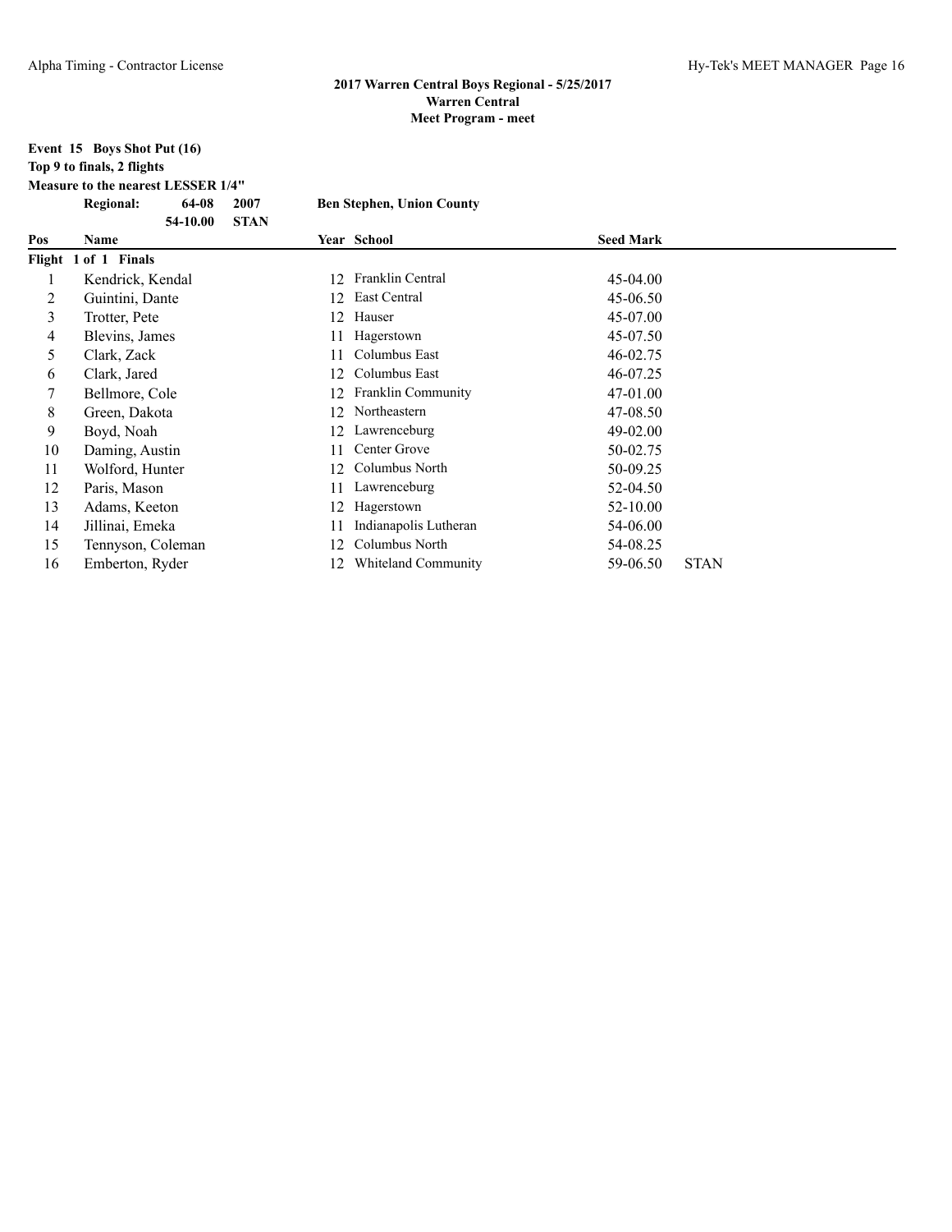## 2017 Warren Central Boys Regional - 5/25/2017
## Warren Central
## Meet Program - meet

**Event 15 Boys Shot Put (16)**
**Top 9 to finals, 2 flights**
**Measure to the nearest LESSER 1/4"**

| | | | |
|---|---|---|---|
| **Regional:** | **64-08** | **2007** | **Ben Stephen, Union County** |
| | **54-10.00** | **STAN** | |

| Pos | Name | Year | School | Seed Mark | |
|---|---|---|---|---|---|
| **Flight 1 of 1 Finals** | | | | | |
| 1 | Kendrick, Kendal | 12 | Franklin Central | 45-04.00 | |
| 2 | Guintini, Dante | 12 | East Central | 45-06.50 | |
| 3 | Trotter, Pete | 12 | Hauser | 45-07.00 | |
| 4 | Blevins, James | 11 | Hagerstown | 45-07.50 | |
| 5 | Clark, Zack | 11 | Columbus East | 46-02.75 | |
| 6 | Clark, Jared | 12 | Columbus East | 46-07.25 | |
| 7 | Bellmore, Cole | 12 | Franklin Community | 47-01.00 | |
| 8 | Green, Dakota | 12 | Northeastern | 47-08.50 | |
| 9 | Boyd, Noah | 12 | Lawrenceburg | 49-02.00 | |
| 10 | Daming, Austin | 11 | Center Grove | 50-02.75 | |
| 11 | Wolford, Hunter | 12 | Columbus North | 50-09.25 | |
| 12 | Paris, Mason | 11 | Lawrenceburg | 52-04.50 | |
| 13 | Adams, Keeton | 12 | Hagerstown | 52-10.00 | |
| 14 | Jillinai, Emeka | 11 | Indianapolis Lutheran | 54-06.00 | |
| 15 | Tennyson, Coleman | 12 | Columbus North | 54-08.25 | |
| 16 | Emberton, Ryder | 12 | Whiteland Community | 59-06.50 | STAN |